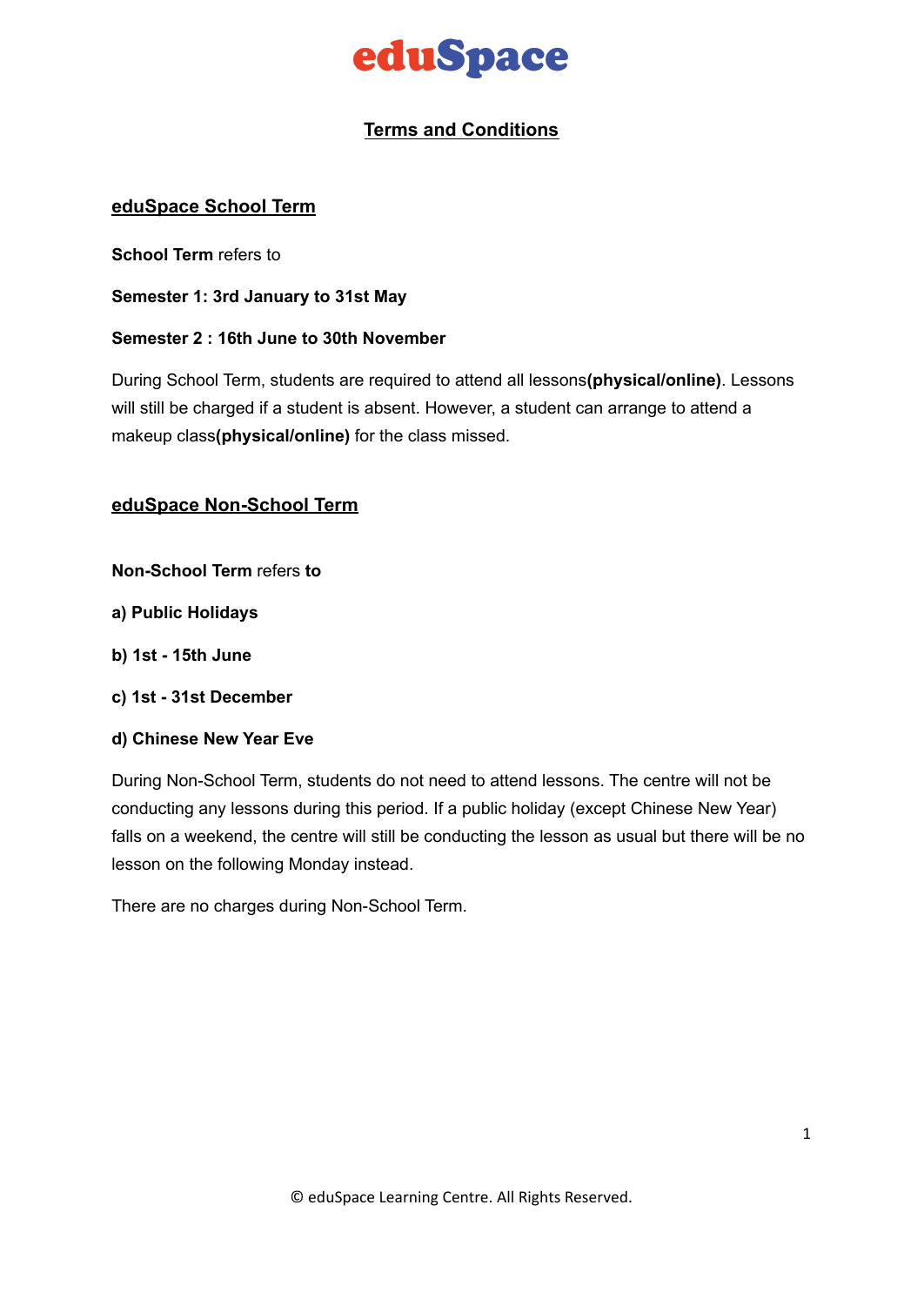# eduSpace

## Terms and Conditions

### eduSpace School Term

**School Term** refers to

**Semester 1: 3rd January to 31st May**

**Semester 2 : 16th June to 30th November**

During School Term, students are required to attend all lessons**(physical/online)**. Lessons will still be charged if a student is absent. However, a student can arrange to attend a makeup class**(physical/online)** for the class missed.

### eduSpace Non-School Term

**Non-School Term** refers **to**

**a) Public Holidays**

**b) 1st - 15th June**

**c) 1st - 31st December**

**d) Chinese New Year Eve**

During Non-School Term, students do not need to attend lessons. The centre will not be conducting any lessons during this period. If a public holiday (except Chinese New Year) falls on a weekend, the centre will still be conducting the lesson as usual but there will be no lesson on the following Monday instead.

There are no charges during Non-School Term.

© eduSpace Learning Centre. All Rights Reserved.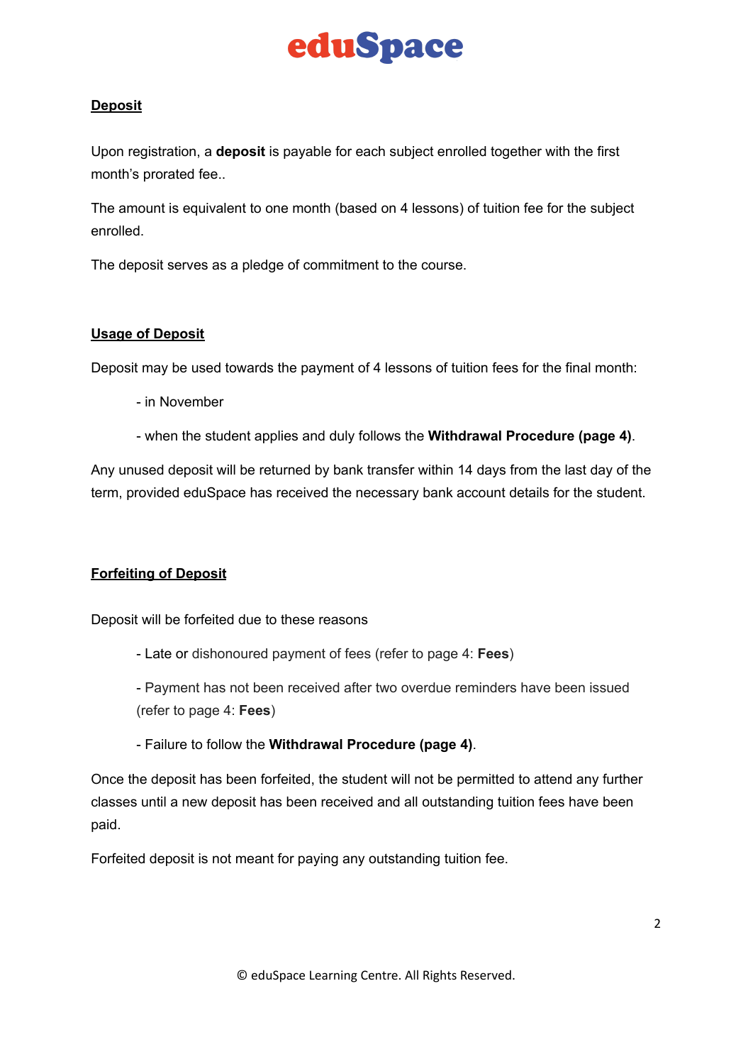**eduSpace**

## Deposit

Upon registration, a **deposit** is payable for each subject enrolled together with the first month's prorated fee..

The amount is equivalent to one month (based on 4 lessons) of tuition fee for the subject enrolled.

The deposit serves as a pledge of commitment to the course.

## Usage of Deposit

Deposit may be used towards the payment of 4 lessons of tuition fees for the final month:

- in November
- when the student applies and duly follows the **Withdrawal Procedure (page 4)**.

Any unused deposit will be returned by bank transfer within 14 days from the last day of the term, provided eduSpace has received the necessary bank account details for the student.

## Forfeiting of Deposit

Deposit will be forfeited due to these reasons

- Late or dishonoured payment of fees (refer to page 4: **Fees**)
- Payment has not been received after two overdue reminders have been issued (refer to page 4: **Fees**)
- Failure to follow the **Withdrawal Procedure (page 4)**.

Once the deposit has been forfeited, the student will not be permitted to attend any further classes until a new deposit has been received and all outstanding tuition fees have been paid.

Forfeited deposit is not meant for paying any outstanding tuition fee.

© eduSpace Learning Centre. All Rights Reserved.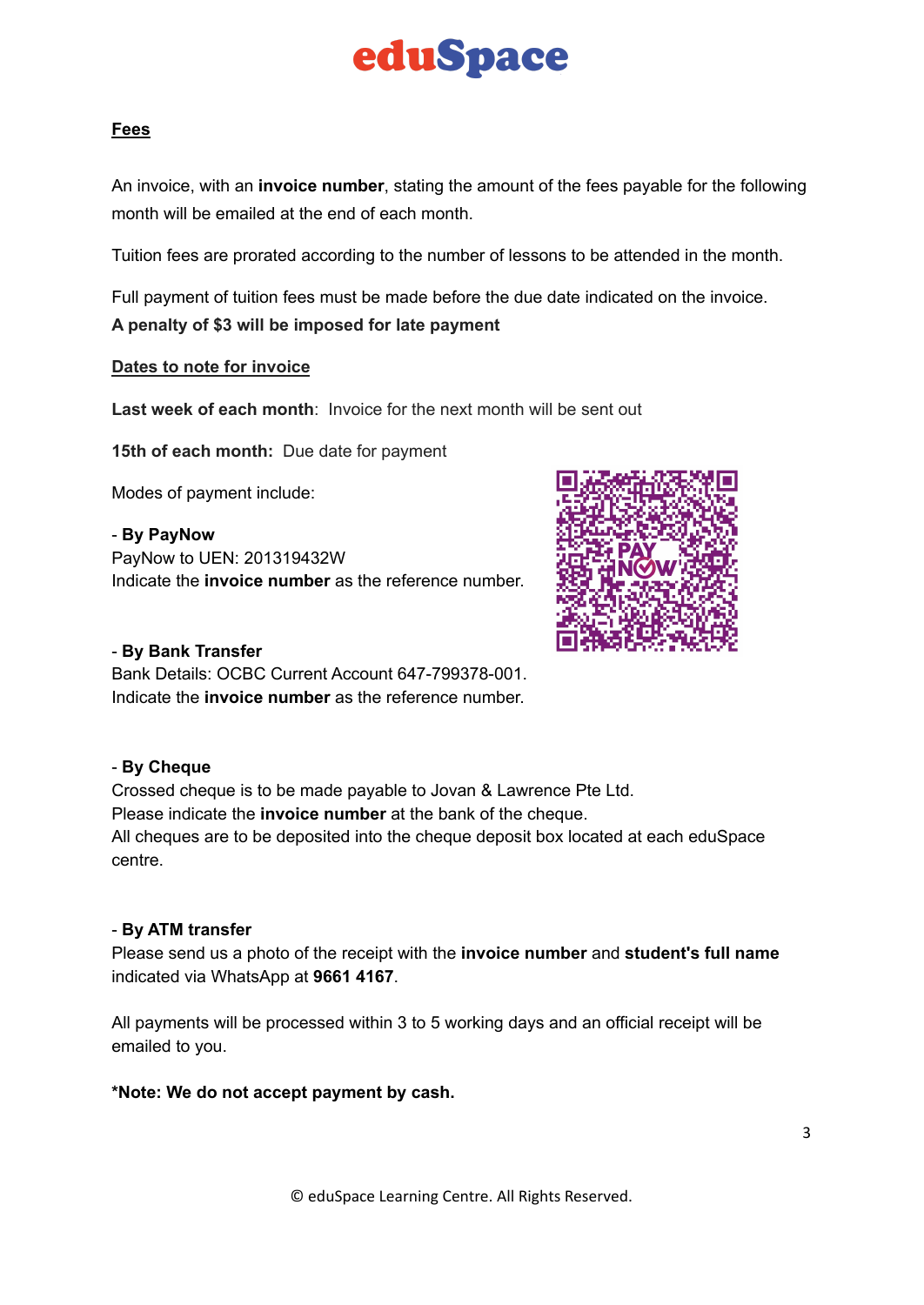**eduSpace**

## Fees

An invoice, with an **invoice number**, stating the amount of the fees payable for the following month will be emailed at the end of each month.

Tuition fees are prorated according to the number of lessons to be attended in the month.

Full payment of tuition fees must be made before the due date indicated on the invoice.
**A penalty of $3 will be imposed for late payment**

### Dates to note for invoice

**Last week of each month**: Invoice for the next month will be sent out

**15th of each month:** Due date for payment

Modes of payment include:

- **By PayNow**
PayNow to UEN: 201319432W
Indicate the **invoice number** as the reference number.

- **By Bank Transfer**
Bank Details: OCBC Current Account 647-799378-001.
Indicate the **invoice number** as the reference number.

- **By Cheque**
Crossed cheque is to be made payable to Jovan & Lawrence Pte Ltd.
Please indicate the **invoice number** at the bank of the cheque.
All cheques are to be deposited into the cheque deposit box located at each eduSpace centre.

- **By ATM transfer**
Please send us a photo of the receipt with the **invoice number** and **student's full name** indicated via WhatsApp at **9661 4167**.

All payments will be processed within 3 to 5 working days and an official receipt will be emailed to you.

**\*Note: We do not accept payment by cash.**

© eduSpace Learning Centre. All Rights Reserved.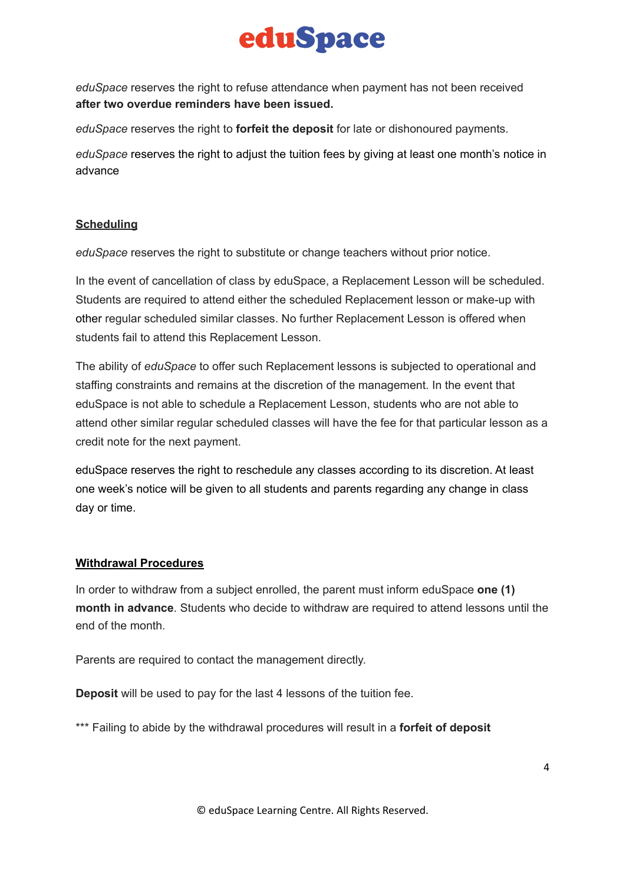*eduSpace* reserves the right to refuse attendance when payment has not been received **after two overdue reminders have been issued.**

*eduSpace* reserves the right to **forfeit the deposit** for late or dishonoured payments.

*eduSpace* reserves the right to adjust the tuition fees by giving at least one month's notice in advance

## Scheduling

*eduSpace* reserves the right to substitute or change teachers without prior notice.

In the event of cancellation of class by eduSpace, a Replacement Lesson will be scheduled. Students are required to attend either the scheduled Replacement lesson or make-up with other regular scheduled similar classes. No further Replacement Lesson is offered when students fail to attend this Replacement Lesson.

The ability of *eduSpace* to offer such Replacement lessons is subjected to operational and staffing constraints and remains at the discretion of the management. In the event that eduSpace is not able to schedule a Replacement Lesson, students who are not able to attend other similar regular scheduled classes will have the fee for that particular lesson as a credit note for the next payment.

eduSpace reserves the right to reschedule any classes according to its discretion. At least one week's notice will be given to all students and parents regarding any change in class day or time.

## Withdrawal Procedures

In order to withdraw from a subject enrolled, the parent must inform eduSpace **one (1) month in advance**. Students who decide to withdraw are required to attend lessons until the end of the month.

Parents are required to contact the management directly.

**Deposit** will be used to pay for the last 4 lessons of the tuition fee.

*** Failing to abide by the withdrawal procedures will result in a **forfeit of deposit**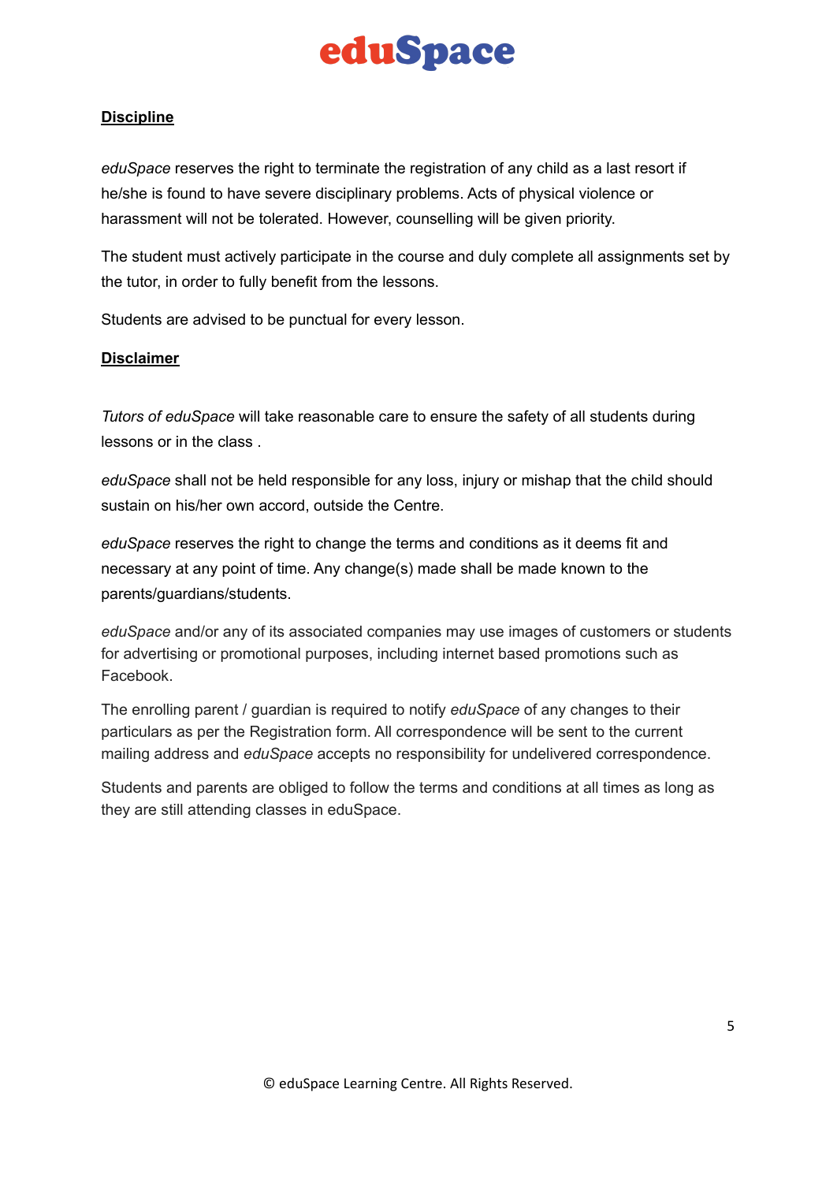## Discipline

*eduSpace* reserves the right to terminate the registration of any child as a last resort if he/she is found to have severe disciplinary problems. Acts of physical violence or harassment will not be tolerated. However, counselling will be given priority.

The student must actively participate in the course and duly complete all assignments set by the tutor, in order to fully benefit from the lessons.

Students are advised to be punctual for every lesson.

## Disclaimer

*Tutors of eduSpace* will take reasonable care to ensure the safety of all students during lessons or in the class .

*eduSpace* shall not be held responsible for any loss, injury or mishap that the child should sustain on his/her own accord, outside the Centre.

*eduSpace* reserves the right to change the terms and conditions as it deems fit and necessary at any point of time. Any change(s) made shall be made known to the parents/guardians/students.

*eduSpace* and/or any of its associated companies may use images of customers or students for advertising or promotional purposes, including internet based promotions such as Facebook.

The enrolling parent / guardian is required to notify *eduSpace* of any changes to their particulars as per the Registration form. All correspondence will be sent to the current mailing address and *eduSpace* accepts no responsibility for undelivered correspondence.

Students and parents are obliged to follow the terms and conditions at all times as long as they are still attending classes in eduSpace.